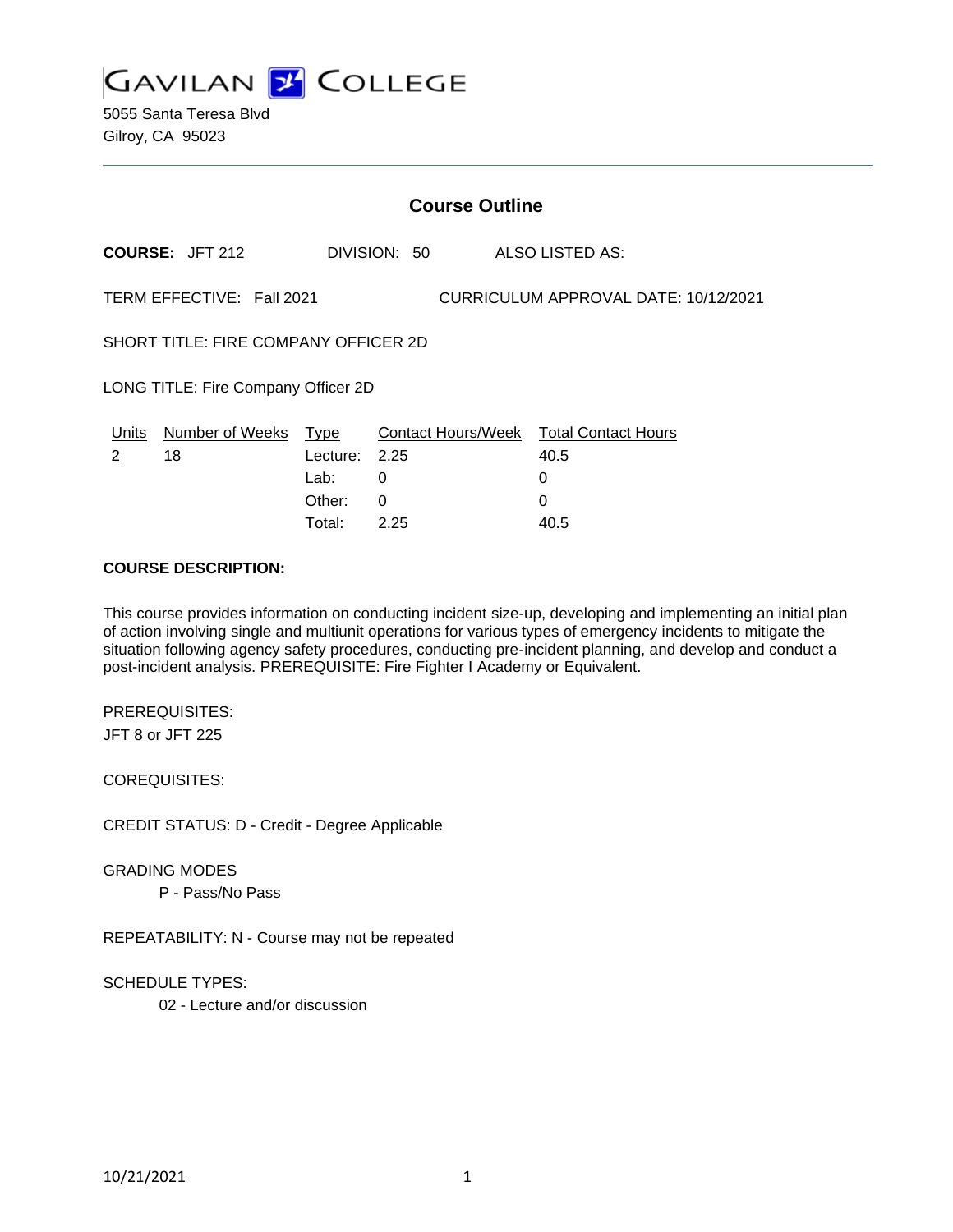# GAVILAN COLLEGE

5055 Santa Teresa Blvd
Gilroy, CA 95023

## Course Outline

**COURSE:** JFT 212 DIVISION: 50 ALSO LISTED AS:

TERM EFFECTIVE: Fall 2021 CURRICULUM APPROVAL DATE: 10/12/2021

SHORT TITLE: FIRE COMPANY OFFICER 2D

LONG TITLE: Fire Company Officer 2D

| Units | Number of Weeks | Type | Contact Hours/Week | Total Contact Hours |
|---|---|---|---|---|
| 2 | 18 | Lecture: | 2.25 | 40.5 |
| | | Lab: | 0 | 0 |
| | | Other: | 0 | 0 |
| | | Total: | 2.25 | 40.5 |

**COURSE DESCRIPTION:**

This course provides information on conducting incident size-up, developing and implementing an initial plan of action involving single and multiunit operations for various types of emergency incidents to mitigate the situation following agency safety procedures, conducting pre-incident planning, and develop and conduct a post-incident analysis. PREREQUISITE: Fire Fighter I Academy or Equivalent.

PREREQUISITES:
JFT 8 or JFT 225

COREQUISITES:

CREDIT STATUS: D - Credit - Degree Applicable

GRADING MODES
P - Pass/No Pass

REPEATABILITY: N - Course may not be repeated

SCHEDULE TYPES:
02 - Lecture and/or discussion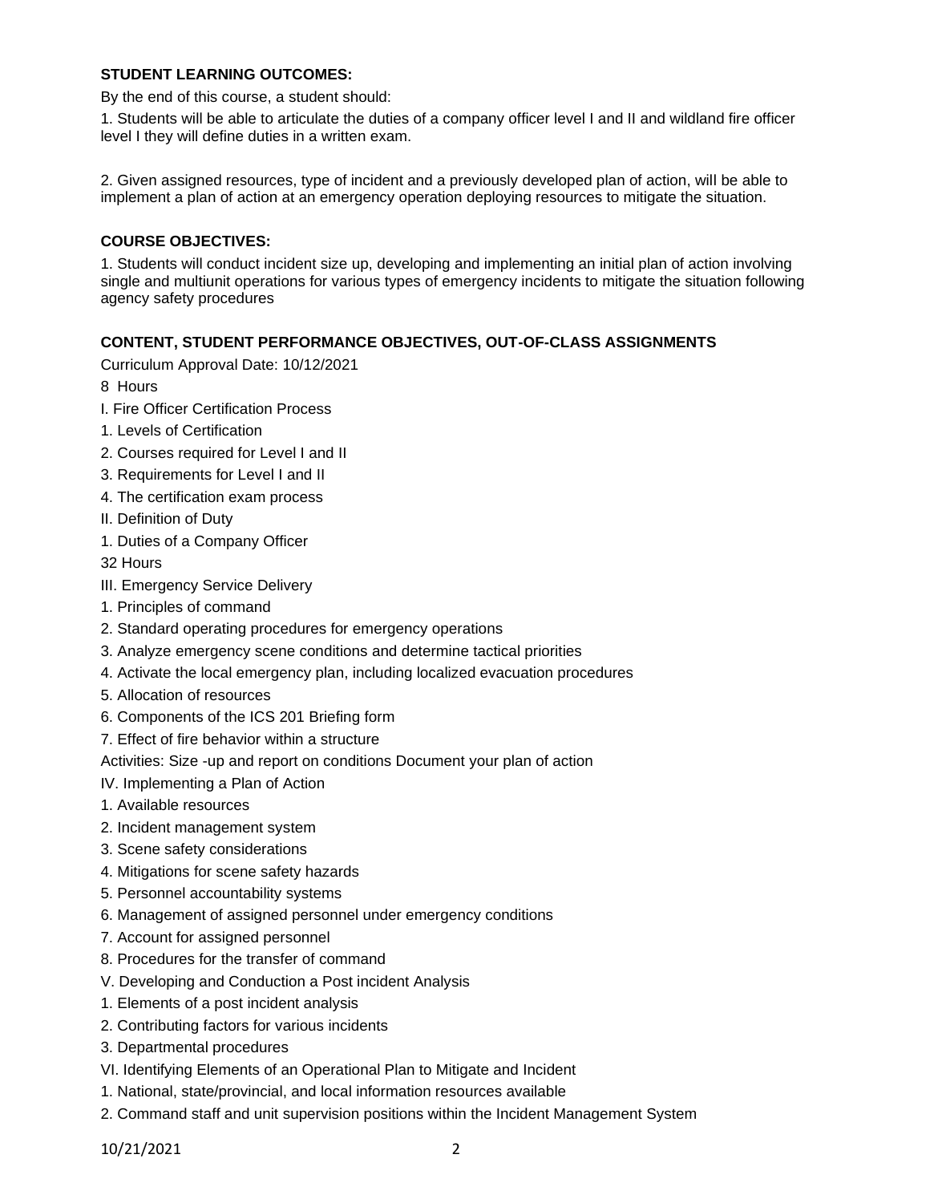**STUDENT LEARNING OUTCOMES:**

By the end of this course, a student should:

1. Students will be able to articulate the duties of a company officer level I and II and wildland fire officer level I they will define duties in a written exam.

2. Given assigned resources, type of incident and a previously developed plan of action, will be able to implement a plan of action at an emergency operation deploying resources to mitigate the situation.

**COURSE OBJECTIVES:**

1. Students will conduct incident size up, developing and implementing an initial plan of action involving single and multiunit operations for various types of emergency incidents to mitigate the situation following agency safety procedures

**CONTENT, STUDENT PERFORMANCE OBJECTIVES, OUT-OF-CLASS ASSIGNMENTS**

Curriculum Approval Date: 10/12/2021

8 Hours

I. Fire Officer Certification Process

1. Levels of Certification
2. Courses required for Level I and II
3. Requirements for Level I and II
4. The certification exam process

II. Definition of Duty

1. Duties of a Company Officer

32 Hours

III. Emergency Service Delivery

1. Principles of command
2. Standard operating procedures for emergency operations
3. Analyze emergency scene conditions and determine tactical priorities
4. Activate the local emergency plan, including localized evacuation procedures
5. Allocation of resources
6. Components of the ICS 201 Briefing form
7. Effect of fire behavior within a structure

Activities: Size -up and report on conditions Document your plan of action

IV. Implementing a Plan of Action

1. Available resources
2. Incident management system
3. Scene safety considerations
4. Mitigations for scene safety hazards
5. Personnel accountability systems
6. Management of assigned personnel under emergency conditions
7. Account for assigned personnel
8. Procedures for the transfer of command

V. Developing and Conduction a Post incident Analysis

1. Elements of a post incident analysis
2. Contributing factors for various incidents
3. Departmental procedures

VI. Identifying Elements of an Operational Plan to Mitigate and Incident

1. National, state/provincial, and local information resources available
2. Command staff and unit supervision positions within the Incident Management System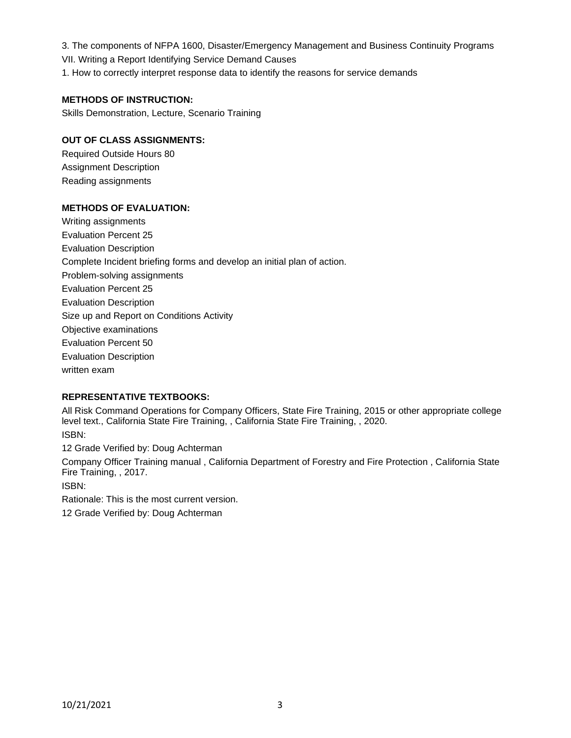3. The components of NFPA 1600, Disaster/Emergency Management and Business Continuity Programs

VII. Writing a Report Identifying Service Demand Causes

1. How to correctly interpret response data to identify the reasons for service demands

**METHODS OF INSTRUCTION:**

Skills Demonstration, Lecture, Scenario Training

**OUT OF CLASS ASSIGNMENTS:**

Required Outside Hours 80

Assignment Description

Reading assignments

**METHODS OF EVALUATION:**

Writing assignments

Evaluation Percent 25

Evaluation Description

Complete Incident briefing forms and develop an initial plan of action.

Problem-solving assignments

Evaluation Percent 25

Evaluation Description

Size up and Report on Conditions Activity

Objective examinations

Evaluation Percent 50

Evaluation Description

written exam

**REPRESENTATIVE TEXTBOOKS:**

All Risk Command Operations for Company Officers, State Fire Training, 2015 or other appropriate college level text., California State Fire Training, , California State Fire Training, , 2020.

ISBN:

12 Grade Verified by: Doug Achterman

Company Officer Training manual , California Department of Forestry and Fire Protection , California State Fire Training, , 2017.

ISBN:

Rationale: This is the most current version.

12 Grade Verified by: Doug Achterman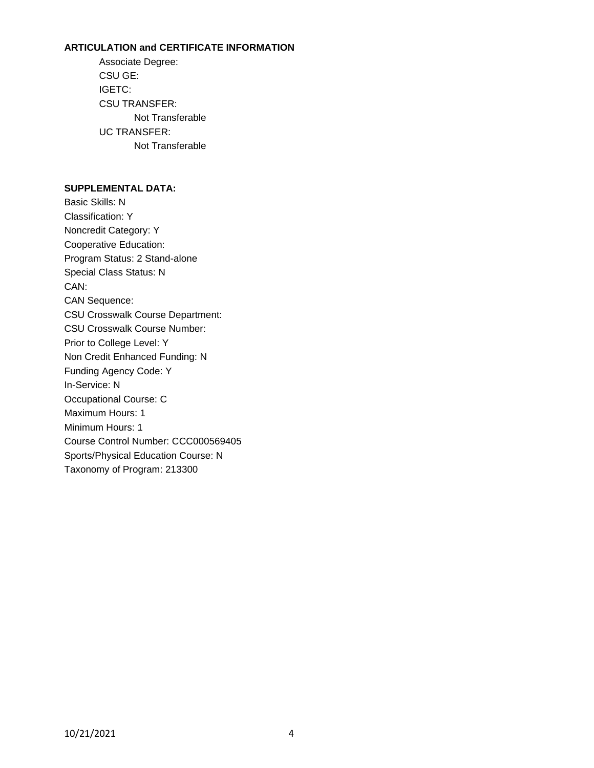**ARTICULATION and CERTIFICATE INFORMATION**

Associate Degree:
CSU GE:
IGETC:
CSU TRANSFER:
Not Transferable
UC TRANSFER:
Not Transferable

**SUPPLEMENTAL DATA:**

Basic Skills: N
Classification: Y
Noncredit Category: Y
Cooperative Education:
Program Status: 2 Stand-alone
Special Class Status: N
CAN:
CAN Sequence:
CSU Crosswalk Course Department:
CSU Crosswalk Course Number:
Prior to College Level: Y
Non Credit Enhanced Funding: N
Funding Agency Code: Y
In-Service: N
Occupational Course: C
Maximum Hours: 1
Minimum Hours: 1
Course Control Number: CCC000569405
Sports/Physical Education Course: N
Taxonomy of Program: 213300